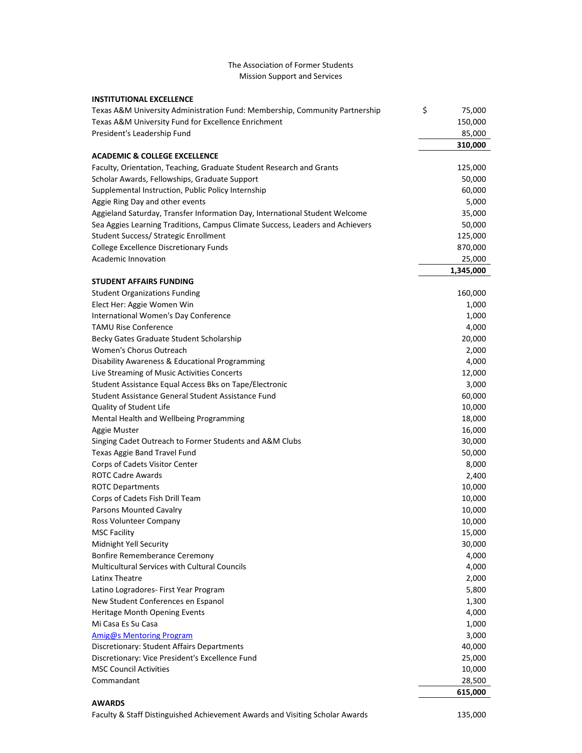The Association of Former Students
Mission Support and Services

| | |
|---|---|
| **INSTITUTIONAL EXCELLENCE** | |
| Texas A&M University Administration Fund: Membership, Community Partnership | $ 75,000 |
| Texas A&M University Fund for Excellence Enrichment | 150,000 |
| President's Leadership Fund | 85,000 |
| | **310,000** |
| **ACADEMIC & COLLEGE EXCELLENCE** | |
| Faculty, Orientation, Teaching, Graduate Student Research and Grants | 125,000 |
| Scholar Awards, Fellowships, Graduate Support | 50,000 |
| Supplemental Instruction, Public Policy Internship | 60,000 |
| Aggie Ring Day and other events | 5,000 |
| Aggieland Saturday, Transfer Information Day, International Student Welcome | 35,000 |
| Sea Aggies Learning Traditions, Campus Climate Success, Leaders and Achievers | 50,000 |
| Student Success/ Strategic Enrollment | 125,000 |
| College Excellence Discretionary Funds | 870,000 |
| Academic Innovation | 25,000 |
| | **1,345,000** |
| **STUDENT AFFAIRS FUNDING** | |
| Student Organizations Funding | 160,000 |
| Elect Her: Aggie Women Win | 1,000 |
| International Women's Day Conference | 1,000 |
| TAMU Rise Conference | 4,000 |
| Becky Gates Graduate Student Scholarship | 20,000 |
| Women's Chorus Outreach | 2,000 |
| Disability Awareness & Educational Programming | 4,000 |
| Live Streaming of Music Activities Concerts | 12,000 |
| Student Assistance Equal Access Bks on Tape/Electronic | 3,000 |
| Student Assistance General Student Assistance Fund | 60,000 |
| Quality of Student Life | 10,000 |
| Mental Health and Wellbeing Programming | 18,000 |
| Aggie Muster | 16,000 |
| Singing Cadet Outreach to Former Students and A&M Clubs | 30,000 |
| Texas Aggie Band Travel Fund | 50,000 |
| Corps of Cadets Visitor Center | 8,000 |
| ROTC Cadre Awards | 2,400 |
| ROTC Departments | 10,000 |
| Corps of Cadets Fish Drill Team | 10,000 |
| Parsons Mounted Cavalry | 10,000 |
| Ross Volunteer Company | 10,000 |
| MSC Facility | 15,000 |
| Midnight Yell Security | 30,000 |
| Bonfire Rememberance Ceremony | 4,000 |
| Multicultural Services with Cultural Councils | 4,000 |
| Latinx Theatre | 2,000 |
| Latino Logradores- First Year Program | 5,800 |
| New Student Conferences en Espanol | 1,300 |
| Heritage Month Opening Events | 4,000 |
| Mi Casa Es Su Casa | 1,000 |
| Amig@s Mentoring Program | 3,000 |
| Discretionary: Student Affairs Departments | 40,000 |
| Discretionary: Vice President's Excellence Fund | 25,000 |
| MSC Council Activities | 10,000 |
| Commandant | 28,500 |
| | **615,000** |
| **AWARDS** | |
| Faculty & Staff Distinguished Achievement Awards and Visiting Scholar Awards | 135,000 |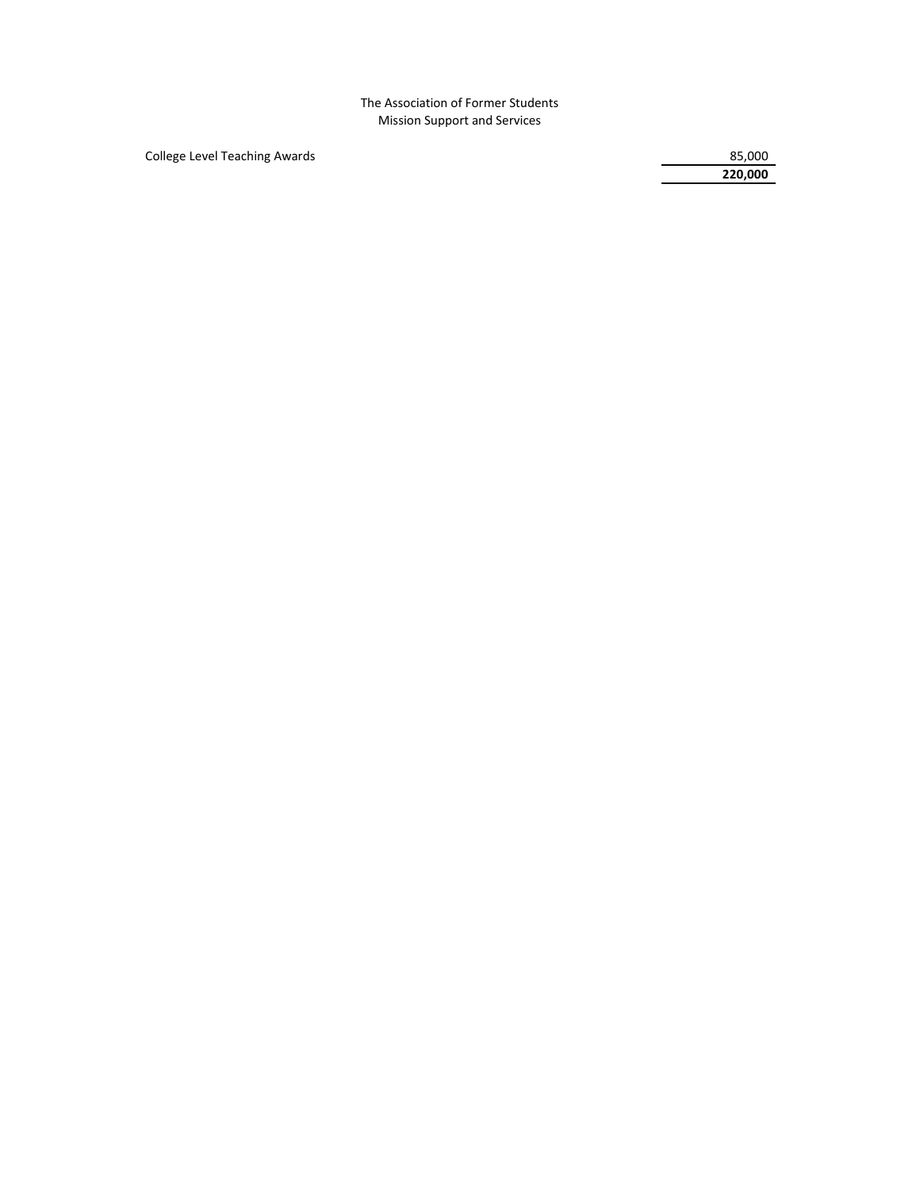The Association of Former Students
Mission Support and Services

| | |
|---|---:|
| College Level Teaching Awards | 85,000 |
| | **220,000** |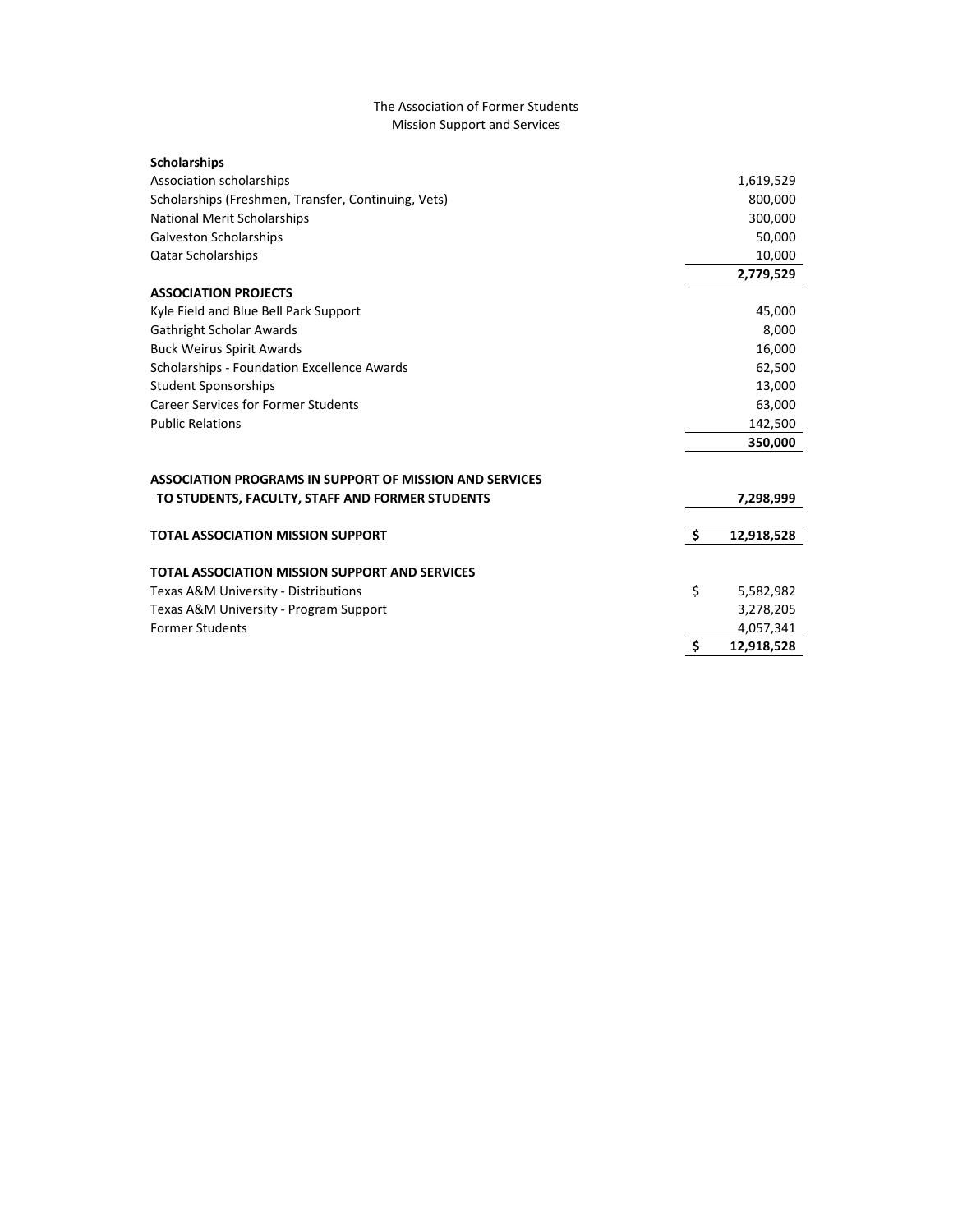The Association of Former Students
Mission Support and Services

| | | |
|---|---|---|
| **Scholarships** | | |
| Association scholarships | | 1,619,529 |
| Scholarships (Freshmen, Transfer, Continuing, Vets) | | 800,000 |
| National Merit Scholarships | | 300,000 |
| Galveston Scholarships | | 50,000 |
| Qatar Scholarships | | 10,000 |
| | | **2,779,529** |
| **ASSOCIATION PROJECTS** | | |
| Kyle Field and Blue Bell Park Support | | 45,000 |
| Gathright Scholar Awards | | 8,000 |
| Buck Weirus Spirit Awards | | 16,000 |
| Scholarships - Foundation Excellence Awards | | 62,500 |
| Student Sponsorships | | 13,000 |
| Career Services for Former Students | | 63,000 |
| Public Relations | | 142,500 |
| | | **350,000** |
| **ASSOCIATION PROGRAMS IN SUPPORT OF MISSION AND SERVICES TO STUDENTS, FACULTY, STAFF AND FORMER STUDENTS** | | **7,298,999** |
| **TOTAL ASSOCIATION MISSION SUPPORT** | **$** | **12,918,528** |
| **TOTAL ASSOCIATION MISSION SUPPORT AND SERVICES** | | |
| Texas A&M University - Distributions | $ | 5,582,982 |
| Texas A&M University - Program Support | | 3,278,205 |
| Former Students | | 4,057,341 |
| | **$** | **12,918,528** |